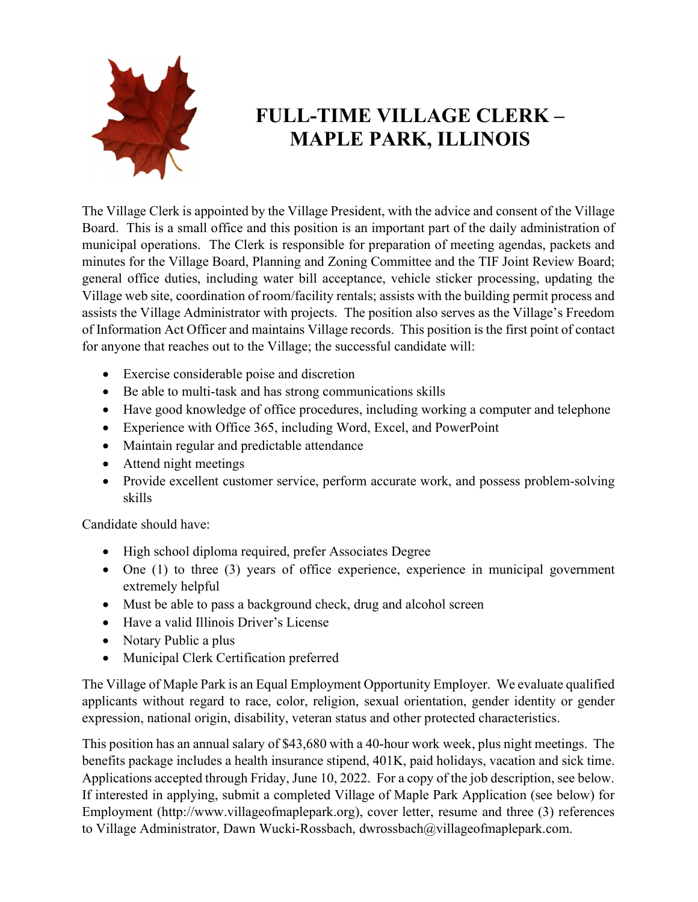# FULL-TIME VILLAGE CLERK – MAPLE PARK, ILLINOIS

The Village Clerk is appointed by the Village President, with the advice and consent of the Village Board. This is a small office and this position is an important part of the daily administration of municipal operations. The Clerk is responsible for preparation of meeting agendas, packets and minutes for the Village Board, Planning and Zoning Committee and the TIF Joint Review Board; general office duties, including water bill acceptance, vehicle sticker processing, updating the Village web site, coordination of room/facility rentals; assists with the building permit process and assists the Village Administrator with projects. The position also serves as the Village's Freedom of Information Act Officer and maintains Village records. This position is the first point of contact for anyone that reaches out to the Village; the successful candidate will:

- Exercise considerable poise and discretion
- Be able to multi-task and has strong communications skills
- Have good knowledge of office procedures, including working a computer and telephone
- Experience with Office 365, including Word, Excel, and PowerPoint
- Maintain regular and predictable attendance
- Attend night meetings
- Provide excellent customer service, perform accurate work, and possess problem-solving skills

Candidate should have:

- High school diploma required, prefer Associates Degree
- One (1) to three (3) years of office experience, experience in municipal government extremely helpful
- Must be able to pass a background check, drug and alcohol screen
- Have a valid Illinois Driver's License
- Notary Public a plus
- Municipal Clerk Certification preferred

The Village of Maple Park is an Equal Employment Opportunity Employer. We evaluate qualified applicants without regard to race, color, religion, sexual orientation, gender identity or gender expression, national origin, disability, veteran status and other protected characteristics.

This position has an annual salary of $43,680 with a 40-hour work week, plus night meetings. The benefits package includes a health insurance stipend, 401K, paid holidays, vacation and sick time. Applications accepted through Friday, June 10, 2022. For a copy of the job description, see below. If interested in applying, submit a completed Village of Maple Park Application (see below) for Employment (http://www.villageofmaplepark.org), cover letter, resume and three (3) references to Village Administrator, Dawn Wucki-Rossbach, dwrossbach@villageofmaplepark.com.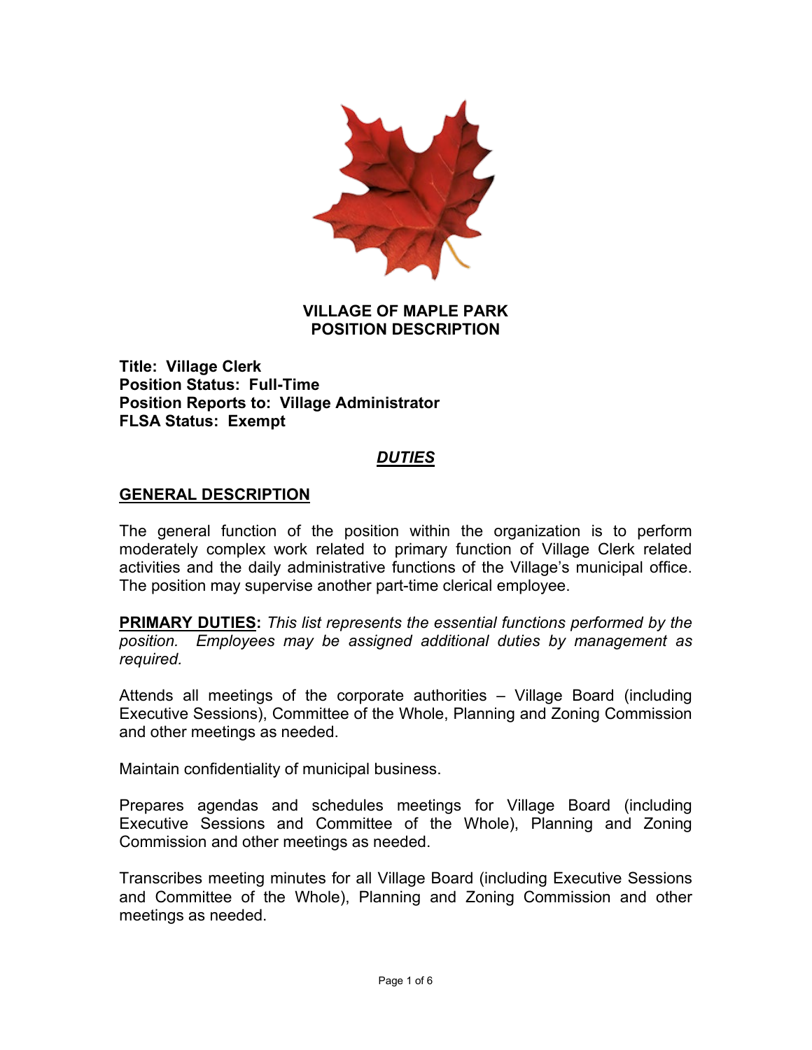**VILLAGE OF MAPLE PARK**
**POSITION DESCRIPTION**

**Title: Village Clerk**
**Position Status: Full-Time**
**Position Reports to: Village Administrator**
**FLSA Status: Exempt**

## ***DUTIES***

### GENERAL DESCRIPTION

The general function of the position within the organization is to perform moderately complex work related to primary function of Village Clerk related activities and the daily administrative functions of the Village's municipal office. The position may supervise another part-time clerical employee.

**PRIMARY DUTIES:** *This list represents the essential functions performed by the position. Employees may be assigned additional duties by management as required.*

Attends all meetings of the corporate authorities – Village Board (including Executive Sessions), Committee of the Whole, Planning and Zoning Commission and other meetings as needed.

Maintain confidentiality of municipal business.

Prepares agendas and schedules meetings for Village Board (including Executive Sessions and Committee of the Whole), Planning and Zoning Commission and other meetings as needed.

Transcribes meeting minutes for all Village Board (including Executive Sessions and Committee of the Whole), Planning and Zoning Commission and other meetings as needed.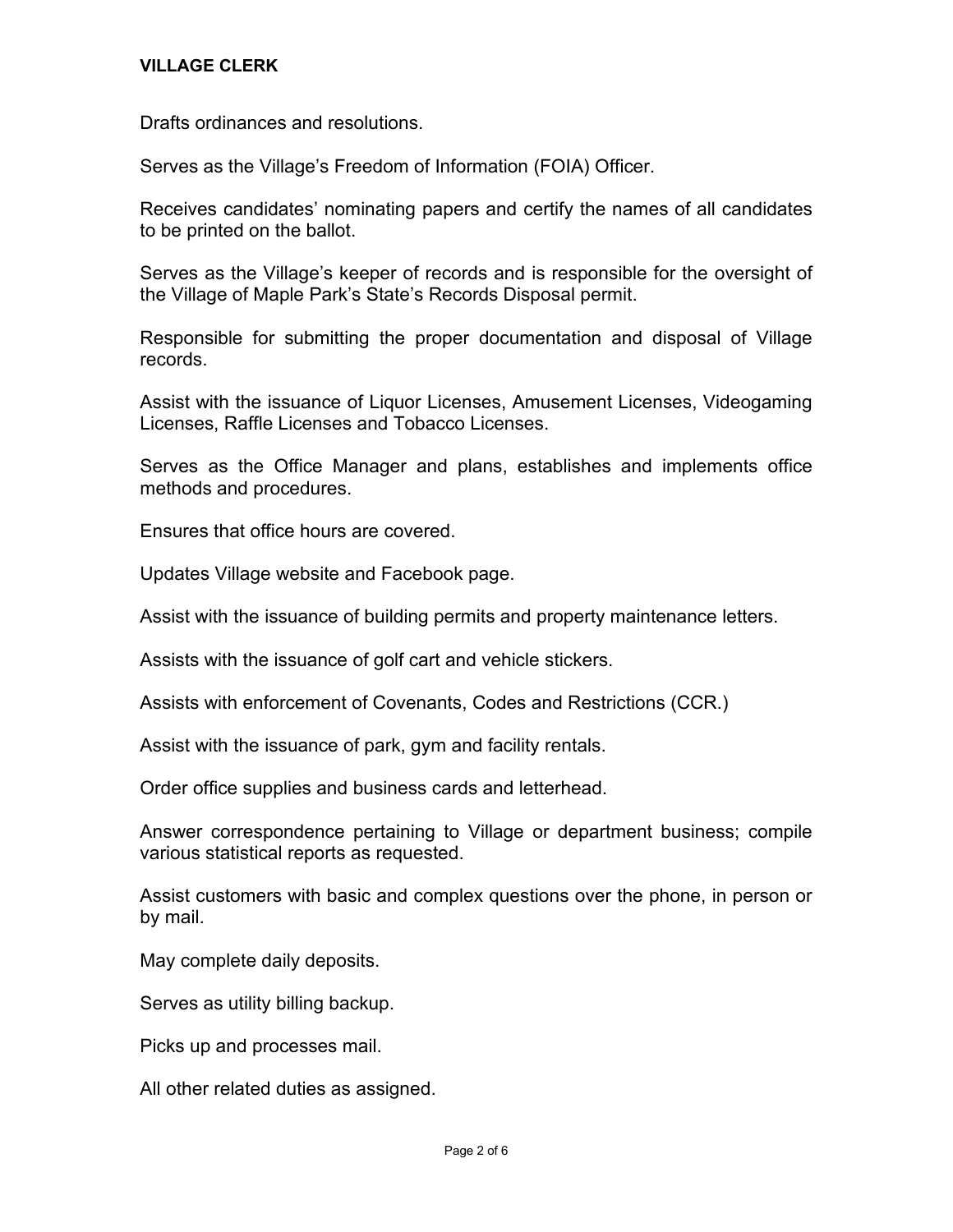**VILLAGE CLERK**

Drafts ordinances and resolutions.

Serves as the Village's Freedom of Information (FOIA) Officer.

Receives candidates' nominating papers and certify the names of all candidates to be printed on the ballot.

Serves as the Village's keeper of records and is responsible for the oversight of the Village of Maple Park's State's Records Disposal permit.

Responsible for submitting the proper documentation and disposal of Village records.

Assist with the issuance of Liquor Licenses, Amusement Licenses, Videogaming Licenses, Raffle Licenses and Tobacco Licenses.

Serves as the Office Manager and plans, establishes and implements office methods and procedures.

Ensures that office hours are covered.

Updates Village website and Facebook page.

Assist with the issuance of building permits and property maintenance letters.

Assists with the issuance of golf cart and vehicle stickers.

Assists with enforcement of Covenants, Codes and Restrictions (CCR.)

Assist with the issuance of park, gym and facility rentals.

Order office supplies and business cards and letterhead.

Answer correspondence pertaining to Village or department business; compile various statistical reports as requested.

Assist customers with basic and complex questions over the phone, in person or by mail.

May complete daily deposits.

Serves as utility billing backup.

Picks up and processes mail.

All other related duties as assigned.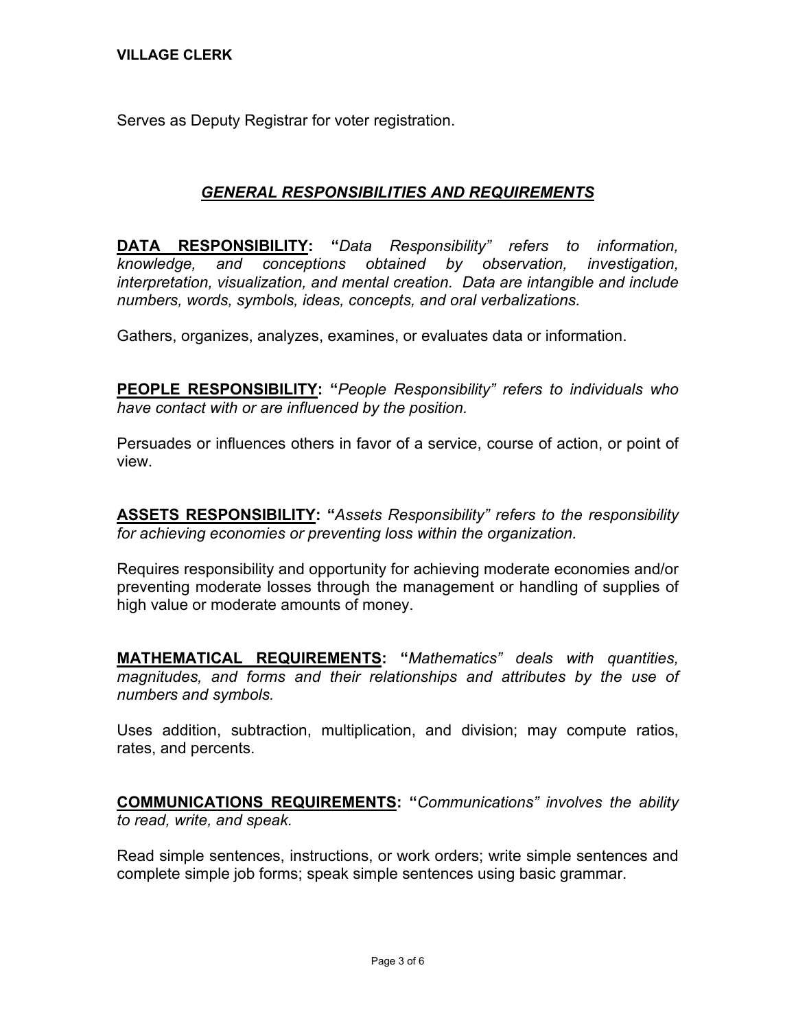Serves as Deputy Registrar for voter registration.

## *GENERAL RESPONSIBILITIES AND REQUIREMENTS*

**DATA RESPONSIBILITY: "***Data Responsibility" refers to information, knowledge, and conceptions obtained by observation, investigation, interpretation, visualization, and mental creation. Data are intangible and include numbers, words, symbols, ideas, concepts, and oral verbalizations.*

Gathers, organizes, analyzes, examines, or evaluates data or information.

**PEOPLE RESPONSIBILITY: "***People Responsibility" refers to individuals who have contact with or are influenced by the position.*

Persuades or influences others in favor of a service, course of action, or point of view.

**ASSETS RESPONSIBILITY: "***Assets Responsibility" refers to the responsibility for achieving economies or preventing loss within the organization.*

Requires responsibility and opportunity for achieving moderate economies and/or preventing moderate losses through the management or handling of supplies of high value or moderate amounts of money.

**MATHEMATICAL REQUIREMENTS: "***Mathematics" deals with quantities, magnitudes, and forms and their relationships and attributes by the use of numbers and symbols.*

Uses addition, subtraction, multiplication, and division; may compute ratios, rates, and percents.

**COMMUNICATIONS REQUIREMENTS: "***Communications" involves the ability to read, write, and speak.*

Read simple sentences, instructions, or work orders; write simple sentences and complete simple job forms; speak simple sentences using basic grammar.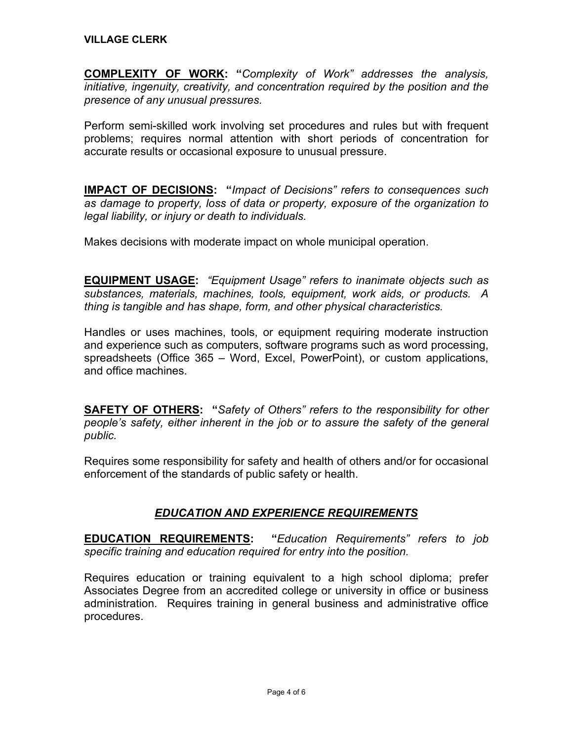**VILLAGE CLERK**

**COMPLEXITY OF WORK:** **"***Complexity of Work" addresses the analysis, initiative, ingenuity, creativity, and concentration required by the position and the presence of any unusual pressures.*

Perform semi-skilled work involving set procedures and rules but with frequent problems; requires normal attention with short periods of concentration for accurate results or occasional exposure to unusual pressure.

**IMPACT OF DECISIONS:** **"***Impact of Decisions" refers to consequences such as damage to property, loss of data or property, exposure of the organization to legal liability, or injury or death to individuals.*

Makes decisions with moderate impact on whole municipal operation.

**EQUIPMENT USAGE:** *"Equipment Usage" refers to inanimate objects such as substances, materials, machines, tools, equipment, work aids, or products. A thing is tangible and has shape, form, and other physical characteristics.*

Handles or uses machines, tools, or equipment requiring moderate instruction and experience such as computers, software programs such as word processing, spreadsheets (Office 365 – Word, Excel, PowerPoint), or custom applications, and office machines.

**SAFETY OF OTHERS:** **"***Safety of Others" refers to the responsibility for other people's safety, either inherent in the job or to assure the safety of the general public.*

Requires some responsibility for safety and health of others and/or for occasional enforcement of the standards of public safety or health.

## *EDUCATION AND EXPERIENCE REQUIREMENTS*

**EDUCATION REQUIREMENTS:** **"***Education Requirements" refers to job specific training and education required for entry into the position.*

Requires education or training equivalent to a high school diploma; prefer Associates Degree from an accredited college or university in office or business administration. Requires training in general business and administrative office procedures.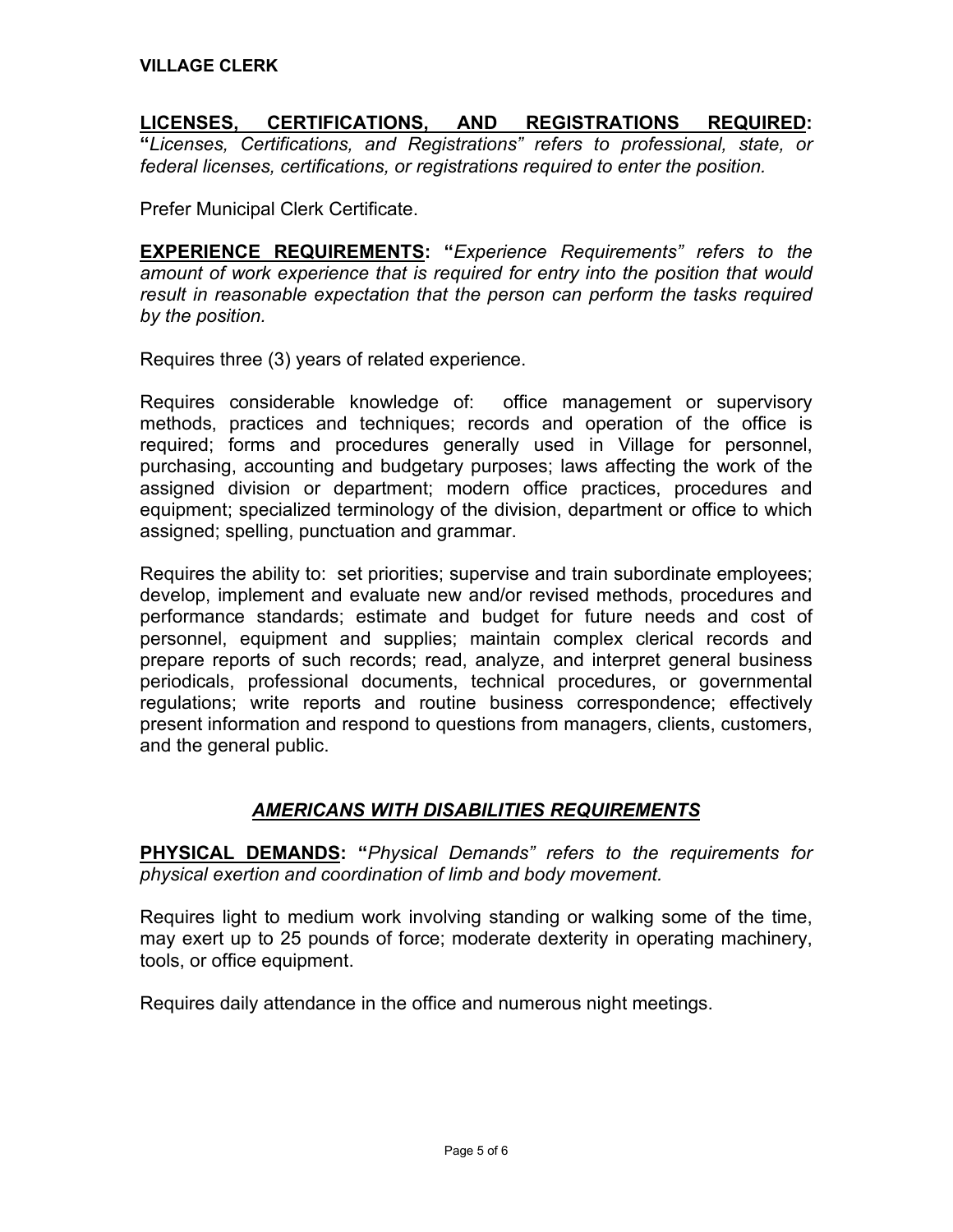**LICENSES, CERTIFICATIONS, AND REGISTRATIONS REQUIRED:** **"***Licenses, Certifications, and Registrations" refers to professional, state, or federal licenses, certifications, or registrations required to enter the position.*

Prefer Municipal Clerk Certificate.

**EXPERIENCE REQUIREMENTS: "***Experience Requirements" refers to the amount of work experience that is required for entry into the position that would result in reasonable expectation that the person can perform the tasks required by the position.*

Requires three (3) years of related experience.

Requires considerable knowledge of: office management or supervisory methods, practices and techniques; records and operation of the office is required; forms and procedures generally used in Village for personnel, purchasing, accounting and budgetary purposes; laws affecting the work of the assigned division or department; modern office practices, procedures and equipment; specialized terminology of the division, department or office to which assigned; spelling, punctuation and grammar.

Requires the ability to: set priorities; supervise and train subordinate employees; develop, implement and evaluate new and/or revised methods, procedures and performance standards; estimate and budget for future needs and cost of personnel, equipment and supplies; maintain complex clerical records and prepare reports of such records; read, analyze, and interpret general business periodicals, professional documents, technical procedures, or governmental regulations; write reports and routine business correspondence; effectively present information and respond to questions from managers, clients, customers, and the general public.

## *AMERICANS WITH DISABILITIES REQUIREMENTS*

**PHYSICAL DEMANDS: "***Physical Demands" refers to the requirements for physical exertion and coordination of limb and body movement.*

Requires light to medium work involving standing or walking some of the time, may exert up to 25 pounds of force; moderate dexterity in operating machinery, tools, or office equipment.

Requires daily attendance in the office and numerous night meetings.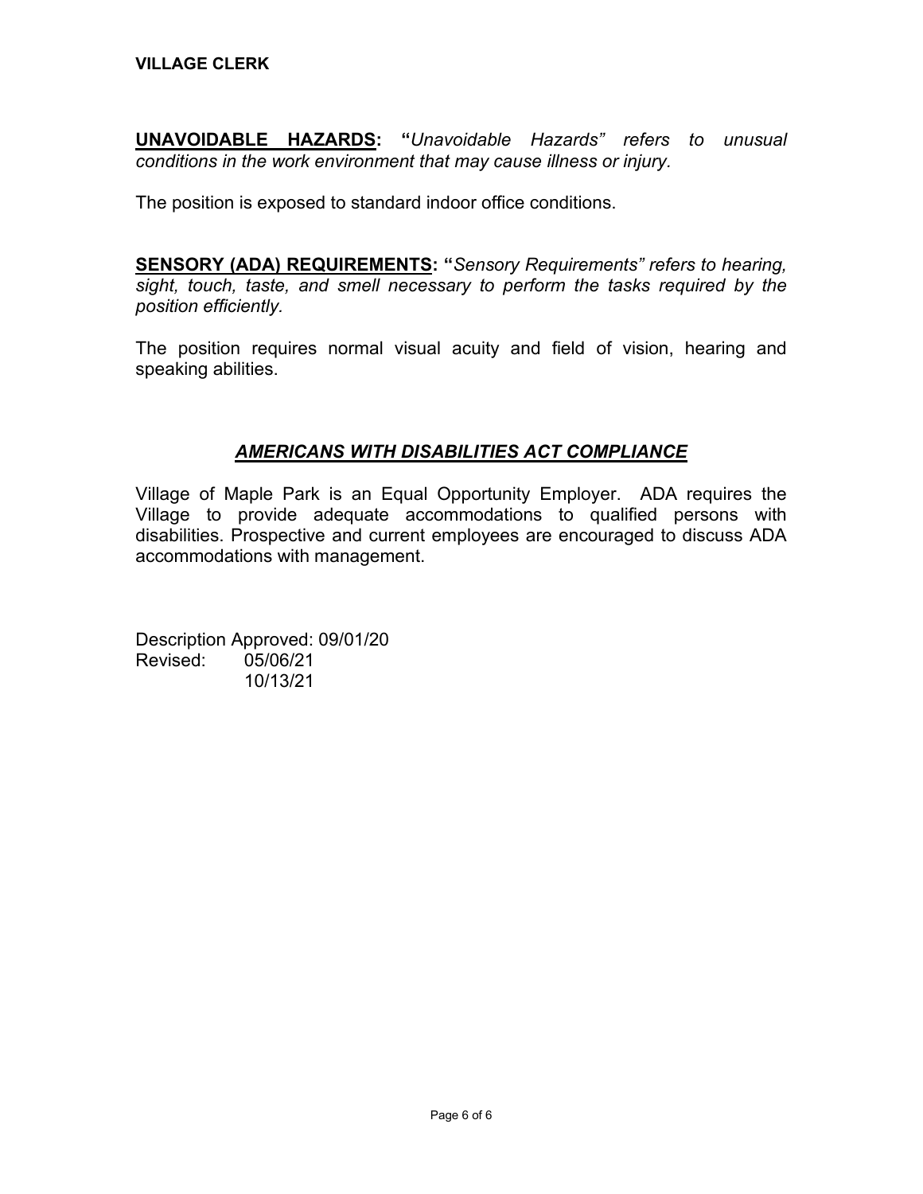**UNAVOIDABLE HAZARDS:** **"***Unavoidable Hazards" refers to unusual conditions in the work environment that may cause illness or injury.*

The position is exposed to standard indoor office conditions.

**SENSORY (ADA) REQUIREMENTS:** **"***Sensory Requirements" refers to hearing, sight, touch, taste, and smell necessary to perform the tasks required by the position efficiently.*

The position requires normal visual acuity and field of vision, hearing and speaking abilities.

## ***AMERICANS WITH DISABILITIES ACT COMPLIANCE***

Village of Maple Park is an Equal Opportunity Employer. ADA requires the Village to provide adequate accommodations to qualified persons with disabilities. Prospective and current employees are encouraged to discuss ADA accommodations with management.

Description Approved: 09/01/20
Revised: 05/06/21
10/13/21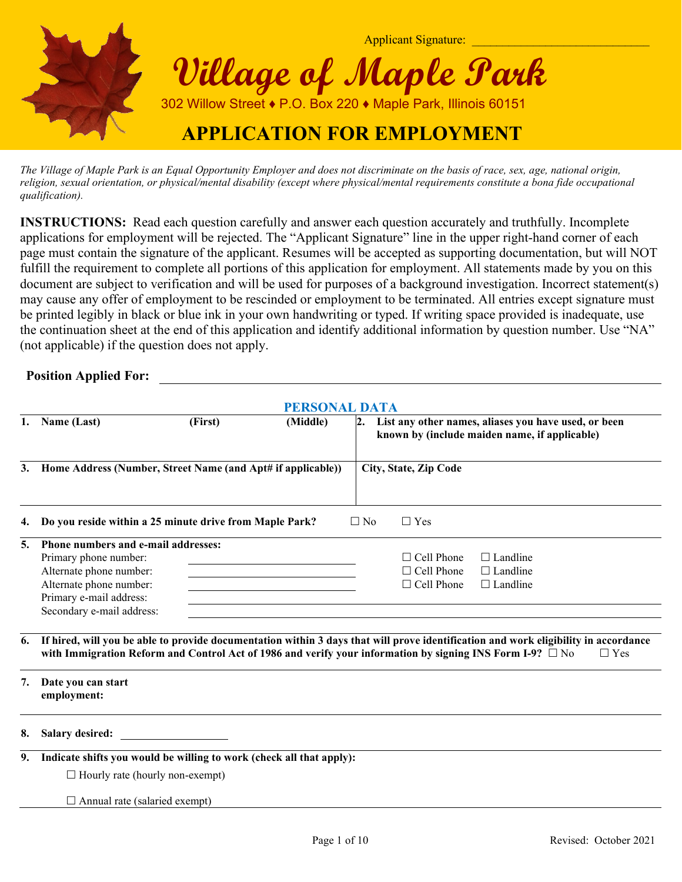Applicant Signature: ______________________________

# Village of Maple Park

302 Willow Street ♦ P.O. Box 220 ♦ Maple Park, Illinois 60151

## APPLICATION FOR EMPLOYMENT

*The Village of Maple Park is an Equal Opportunity Employer and does not discriminate on the basis of race, sex, age, national origin, religion, sexual orientation, or physical/mental disability (except where physical/mental requirements constitute a bona fide occupational qualification).*

**INSTRUCTIONS:** Read each question carefully and answer each question accurately and truthfully. Incomplete applications for employment will be rejected. The "Applicant Signature" line in the upper right-hand corner of each page must contain the signature of the applicant. Resumes will be accepted as supporting documentation, but will NOT fulfill the requirement to complete all portions of this application for employment. All statements made by you on this document are subject to verification and will be used for purposes of a background investigation. Incorrect statement(s) may cause any offer of employment to be rescinded or employment to be terminated. All entries except signature must be printed legibly in black or blue ink in your own handwriting or typed. If writing space provided is inadequate, use the continuation sheet at the end of this application and identify additional information by question number. Use "NA" (not applicable) if the question does not apply.

**Position Applied For:** ______________________________

### PERSONAL DATA

**1. Name (Last)** **(First)** **(Middle)**

**2. List any other names, aliases you have used, or been known by (include maiden name, if applicable)**

**3. Home Address (Number, Street Name (and Apt# if applicable))**

**City, State, Zip Code**

**4. Do you reside within a 25 minute drive from Maple Park?** ☐ No ☐ Yes

**5. Phone numbers and e-mail addresses:**

Primary phone number: ______________________ ☐ Cell Phone ☐ Landline
Alternate phone number: ______________________ ☐ Cell Phone ☐ Landline
Alternate phone number: ______________________ ☐ Cell Phone ☐ Landline
Primary e-mail address: ______________________
Secondary e-mail address: ______________________

**6. If hired, will you be able to provide documentation within 3 days that will prove identification and work eligibility in accordance with Immigration Reform and Control Act of 1986 and verify your information by signing INS Form I-9?** ☐ No ☐ Yes

**7. Date you can start employment:**

**8. Salary desired:** ____________________

**9. Indicate shifts you would be willing to work (check all that apply):**

☐ Hourly rate (hourly non-exempt)

☐ Annual rate (salaried exempt)

Revised: October 2021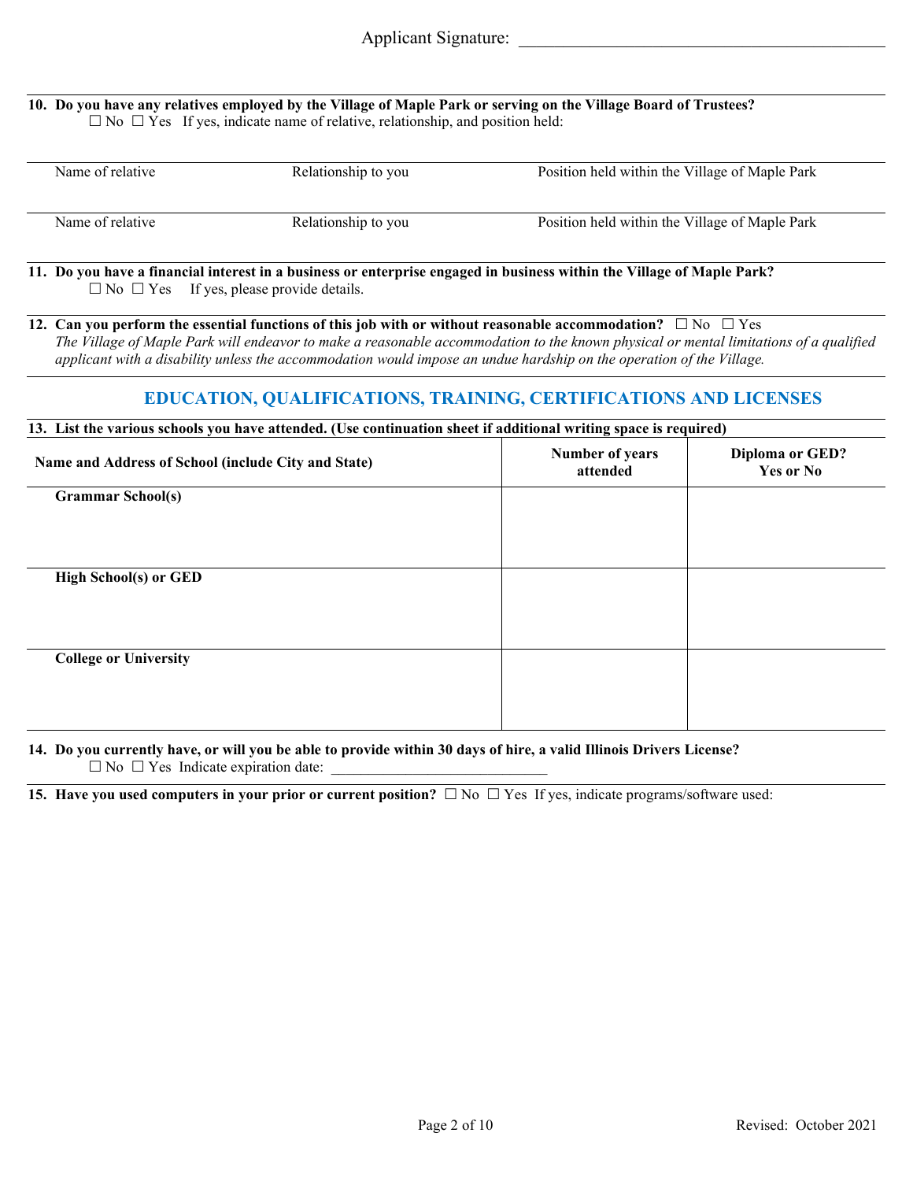Applicant Signature: ___________________________________________

**10. Do you have any relatives employed by the Village of Maple Park or serving on the Village Board of Trustees?**
☐ No ☐ Yes If yes, indicate name of relative, relationship, and position held:

| Name of relative | Relationship to you | Position held within the Village of Maple Park |
|---|---|---|
| Name of relative | Relationship to you | Position held within the Village of Maple Park |

**11. Do you have a financial interest in a business or enterprise engaged in business within the Village of Maple Park?**
☐ No ☐ Yes If yes, please provide details.

**12. Can you perform the essential functions of this job with or without reasonable accommodation?** ☐ No ☐ Yes
*The Village of Maple Park will endeavor to make a reasonable accommodation to the known physical or mental limitations of a qualified applicant with a disability unless the accommodation would impose an undue hardship on the operation of the Village.*

## EDUCATION, QUALIFICATIONS, TRAINING, CERTIFICATIONS AND LICENSES

**13. List the various schools you have attended. (Use continuation sheet if additional writing space is required)**

| Name and Address of School (include City and State) | Number of years attended | Diploma or GED? Yes or No |
|---|---|---|
| **Grammar School(s)** | | |
| **High School(s) or GED** | | |
| **College or University** | | |

**14. Do you currently have, or will you be able to provide within 30 days of hire, a valid Illinois Drivers License?**
☐ No ☐ Yes Indicate expiration date: ______________________________

**15. Have you used computers in your prior or current position?** ☐ No ☐ Yes If yes, indicate programs/software used:

Revised: October 2021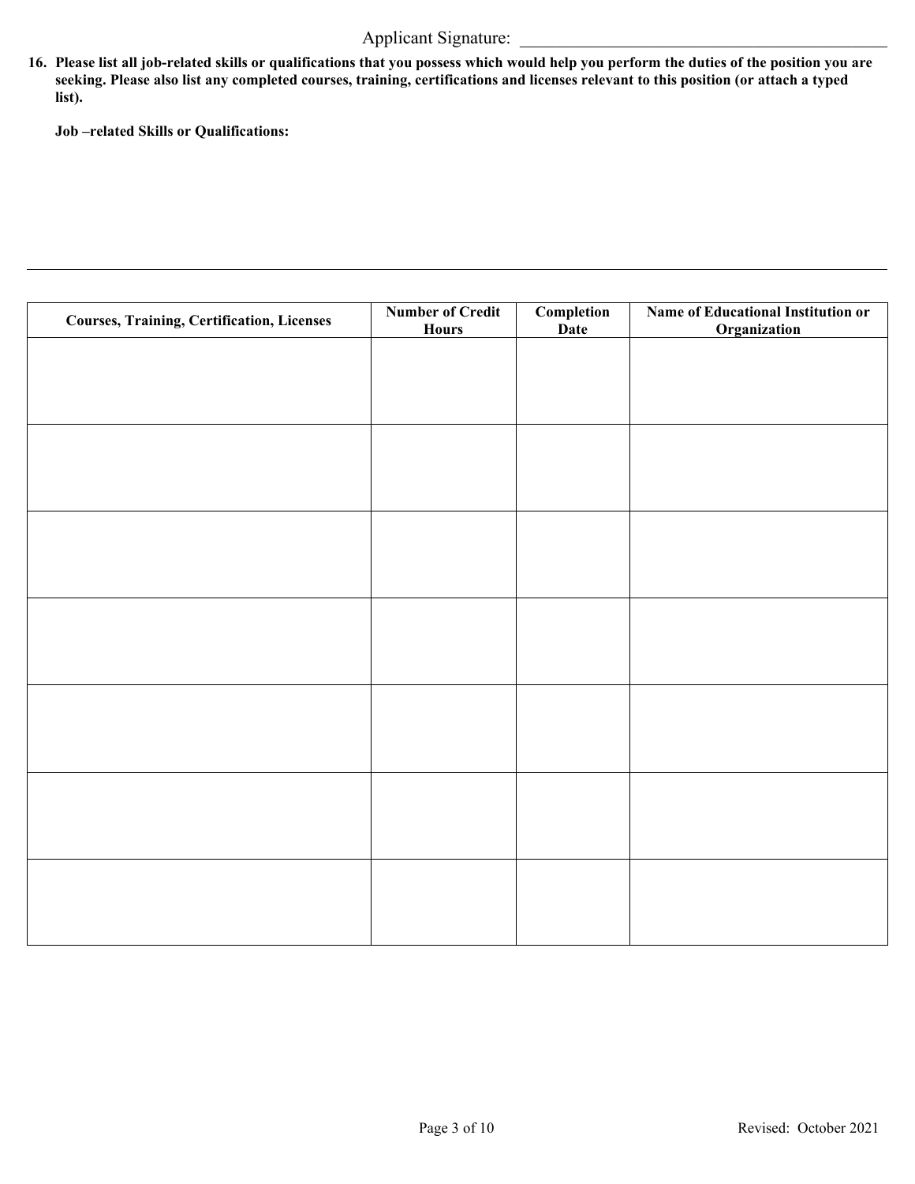Applicant Signature: ____________________________________________

**16. Please list all job-related skills or qualifications that you possess which would help you perform the duties of the position you are seeking. Please also list any completed courses, training, certifications and licenses relevant to this position (or attach a typed list).**

**Job –related Skills or Qualifications:**

---

| Courses, Training, Certification, Licenses | Number of Credit Hours | Completion Date | Name of Educational Institution or Organization |
|---|---|---|---|
| | | | |
| | | | |
| | | | |
| | | | |
| | | | |
| | | | |
| | | | |

Revised: October 2021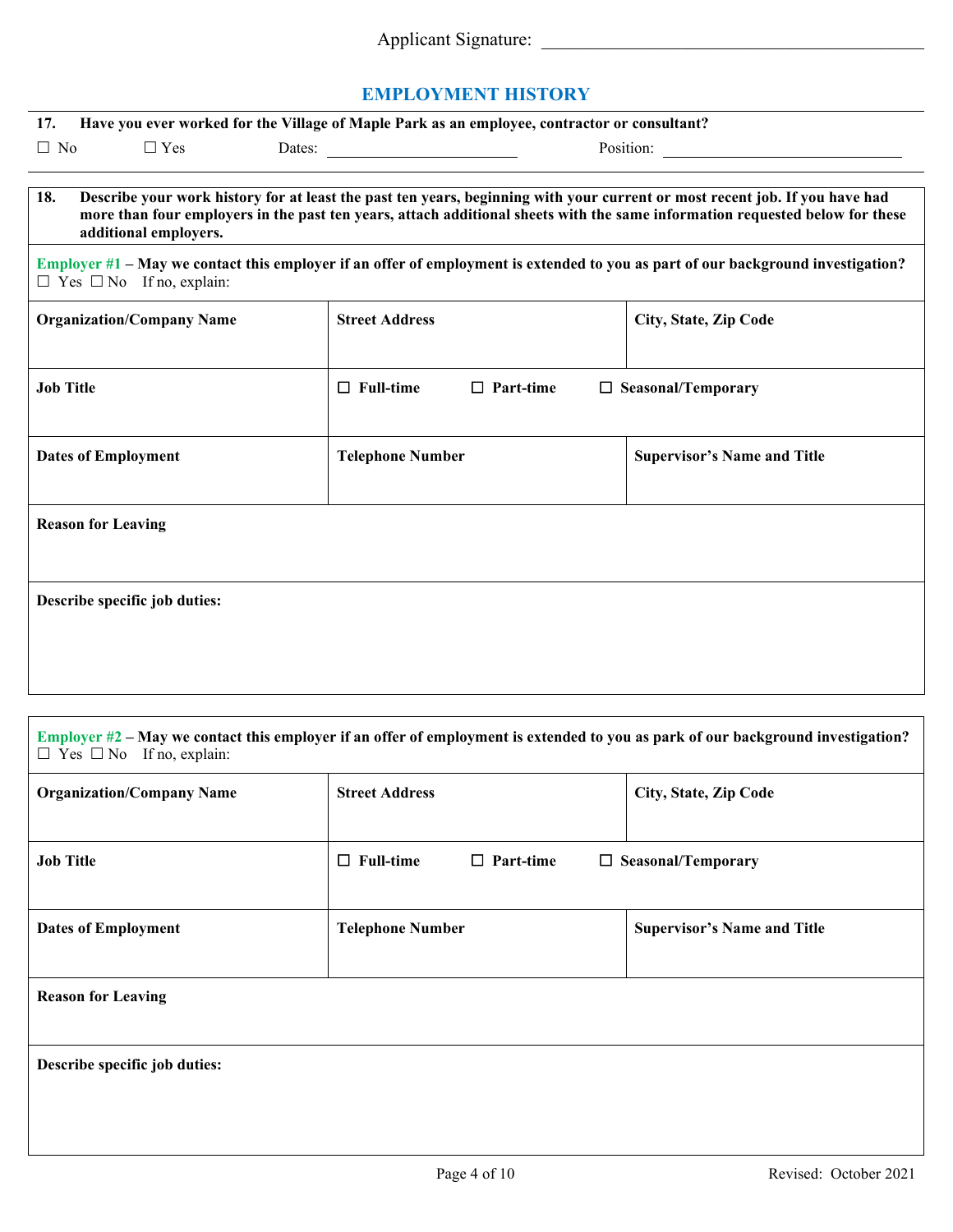Applicant Signature: ___________________________________

## EMPLOYMENT HISTORY

**17. Have you ever worked for the Village of Maple Park as an employee, contractor or consultant?**

☐ No ☐ Yes Dates: ____________________ Position: ________________________

**18. Describe your work history for at least the past ten years, beginning with your current or most recent job. If you have had more than four employers in the past ten years, attach additional sheets with the same information requested below for these additional employers.**

**Employer #1 – May we contact this employer if an offer of employment is extended to you as part of our background investigation?**
☐ Yes ☐ No If no, explain:

| | | |
|---|---|---|
| **Organization/Company Name** | **Street Address** | **City, State, Zip Code** |
| **Job Title** | ☐ **Full-time** ☐ **Part-time** | ☐ **Seasonal/Temporary** |
| **Dates of Employment** | **Telephone Number** | **Supervisor's Name and Title** |
| **Reason for Leaving** | | |
| **Describe specific job duties:** | | |

**Employer #2 – May we contact this employer if an offer of employment is extended to you as park of our background investigation?**
☐ Yes ☐ No If no, explain:

| | | |
|---|---|---|
| **Organization/Company Name** | **Street Address** | **City, State, Zip Code** |
| **Job Title** | ☐ **Full-time** ☐ **Part-time** | ☐ **Seasonal/Temporary** |
| **Dates of Employment** | **Telephone Number** | **Supervisor's Name and Title** |
| **Reason for Leaving** | | |
| **Describe specific job duties:** | | |

Revised: October 2021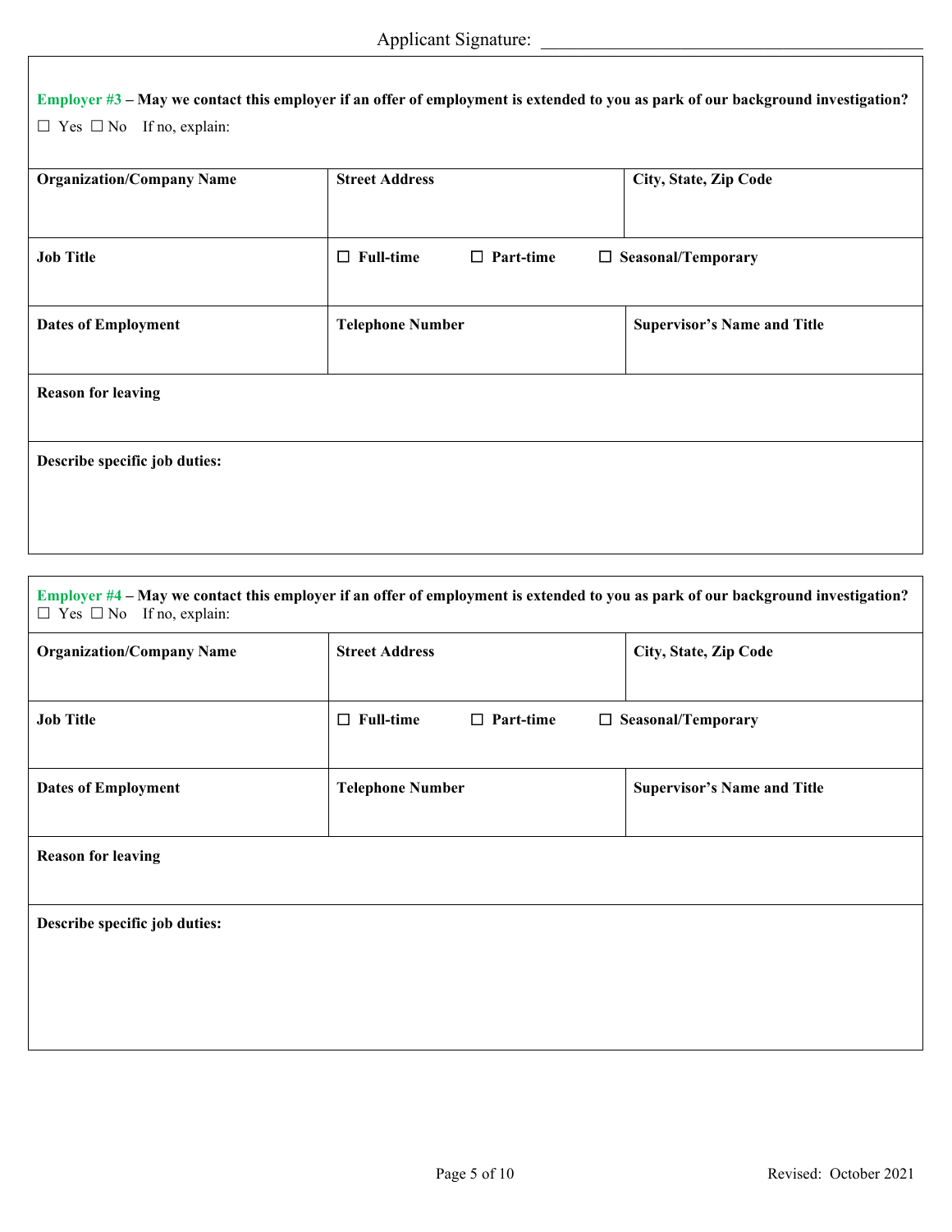Applicant Signature: ___________________________

**Employer #3** – **May we contact this employer if an offer of employment is extended to you as park of our background investigation?**
☐ Yes ☐ No If no, explain:

| | | |
|---|---|---|
| **Organization/Company Name** | **Street Address** | **City, State, Zip Code** |
| **Job Title** | ☐ **Full-time** ☐ **Part-time** ☐ **Seasonal/Temporary** | |
| **Dates of Employment** | **Telephone Number** | **Supervisor's Name and Title** |
| **Reason for leaving** | | |
| **Describe specific job duties:** | | |

**Employer #4** – **May we contact this employer if an offer of employment is extended to you as park of our background investigation?**
☐ Yes ☐ No If no, explain:

| | | |
|---|---|---|
| **Organization/Company Name** | **Street Address** | **City, State, Zip Code** |
| **Job Title** | ☐ **Full-time** ☐ **Part-time** ☐ **Seasonal/Temporary** | |
| **Dates of Employment** | **Telephone Number** | **Supervisor's Name and Title** |
| **Reason for leaving** | | |
| **Describe specific job duties:** | | |

Revised: October 2021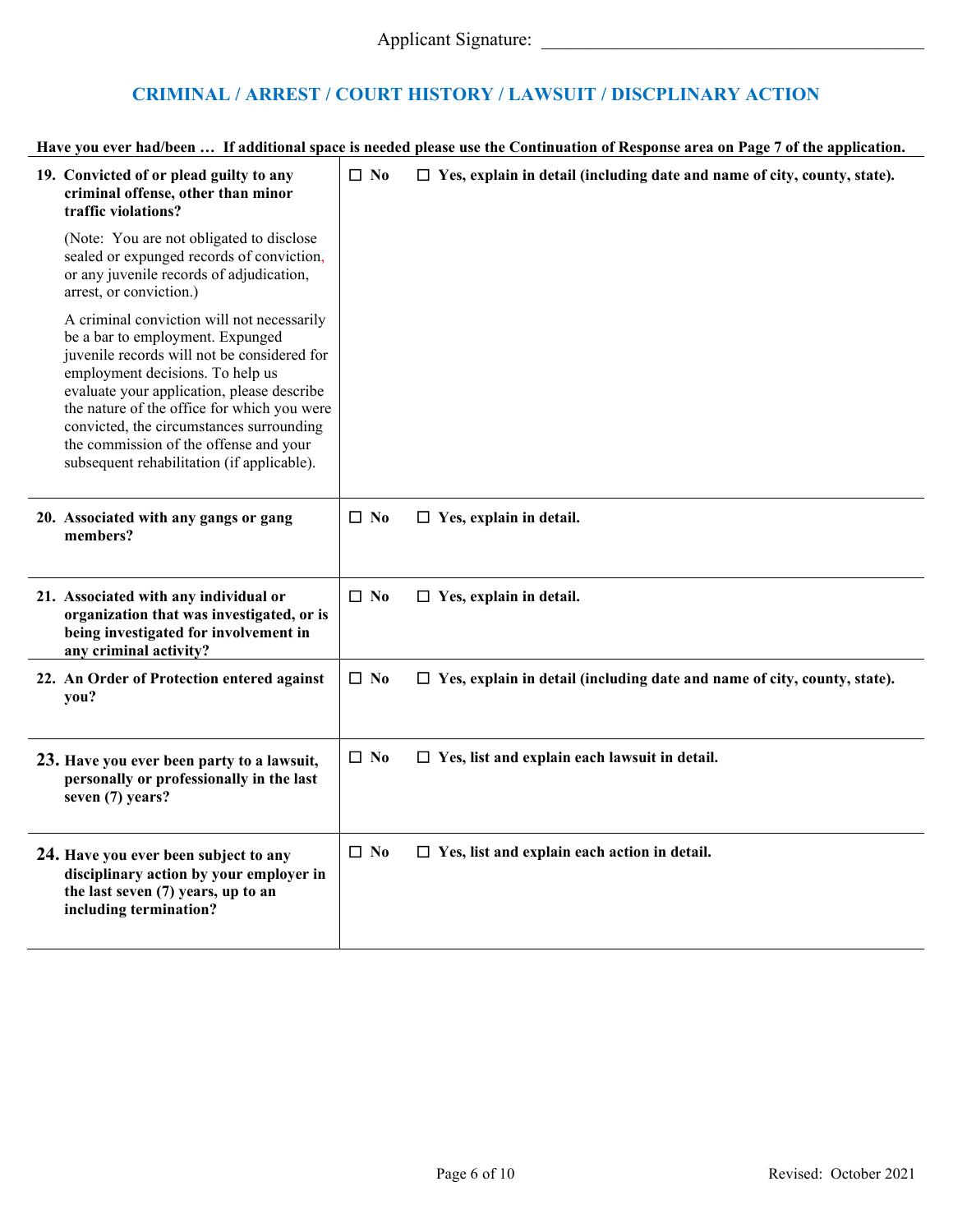Applicant Signature: \_\_\_\_\_\_\_\_\_\_\_\_\_\_\_\_\_\_\_\_\_\_\_\_\_\_\_\_\_\_\_\_\_\_\_\_\_\_\_\_

## CRIMINAL / ARREST / COURT HISTORY / LAWSUIT / DISCPLINARY ACTION

**Have you ever had/been … If additional space is needed please use the Continuation of Response area on Page 7 of the application.**

| | | |
|---|---|---|
| **19. Convicted of or plead guilty to any criminal offense, other than minor traffic violations?**<br><br>(Note: You are not obligated to disclose sealed or expunged records of conviction, or any juvenile records of adjudication, arrest, or conviction.)<br><br>A criminal conviction will not necessarily be a bar to employment. Expunged juvenile records will not be considered for employment decisions. To help us evaluate your application, please describe the nature of the office for which you were convicted, the circumstances surrounding the commission of the offense and your subsequent rehabilitation (if applicable). | ☐ **No** | ☐ **Yes, explain in detail (including date and name of city, county, state).** |
| **20. Associated with any gangs or gang members?** | ☐ **No** | ☐ **Yes, explain in detail.** |
| **21. Associated with any individual or organization that was investigated, or is being investigated for involvement in any criminal activity?** | ☐ **No** | ☐ **Yes, explain in detail.** |
| **22. An Order of Protection entered against you?** | ☐ **No** | ☐ **Yes, explain in detail (including date and name of city, county, state).** |
| **23. Have you ever been party to a lawsuit, personally or professionally in the last seven (7) years?** | ☐ **No** | ☐ **Yes, list and explain each lawsuit in detail.** |
| **24. Have you ever been subject to any disciplinary action by your employer in the last seven (7) years, up to an including termination?** | ☐ **No** | ☐ **Yes, list and explain each action in detail.** |

Revised: October 2021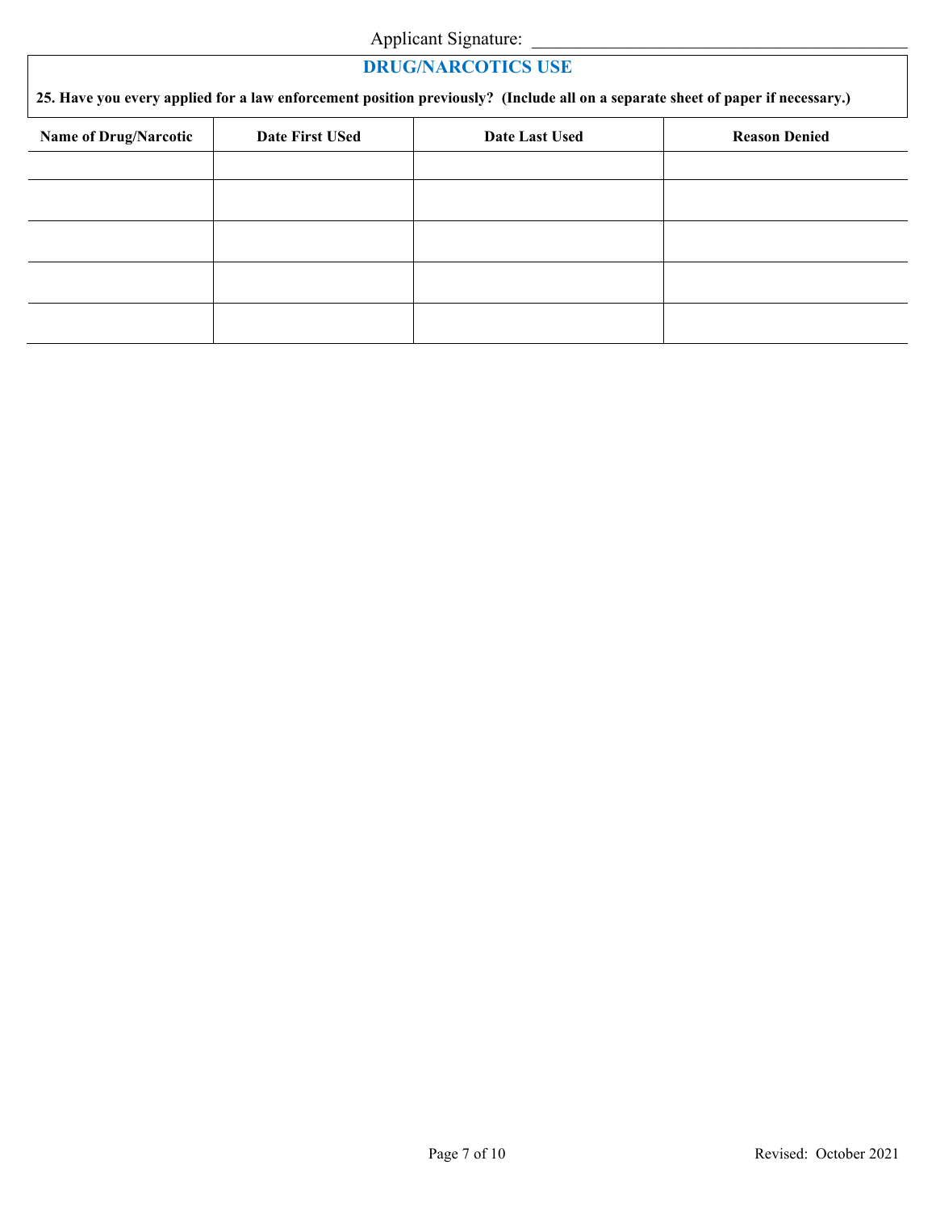Applicant Signature: ______________________________

## DRUG/NARCOTICS USE

**25. Have you every applied for a law enforcement position previously? (Include all on a separate sheet of paper if necessary.)**

| Name of Drug/Narcotic | Date First USed | Date Last Used | Reason Denied |
|---|---|---|---|
| | | | |
| | | | |
| | | | |
| | | | |
| | | | |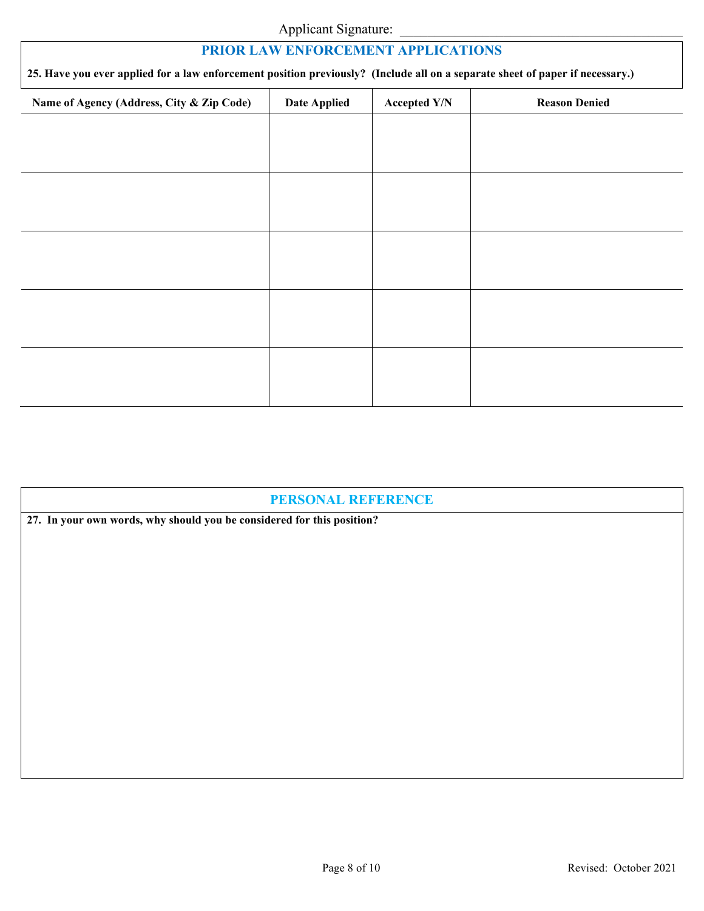Applicant Signature: ___________________________________

## PRIOR LAW ENFORCEMENT APPLICATIONS

**25. Have you ever applied for a law enforcement position previously? (Include all on a separate sheet of paper if necessary.)**

| Name of Agency (Address, City & Zip Code) | Date Applied | Accepted Y/N | Reason Denied |
|---|---|---|---|
| | | | |
| | | | |
| | | | |
| | | | |
| | | | |

## PERSONAL REFERENCE

**27. In your own words, why should you be considered for this position?**

Revised: October 2021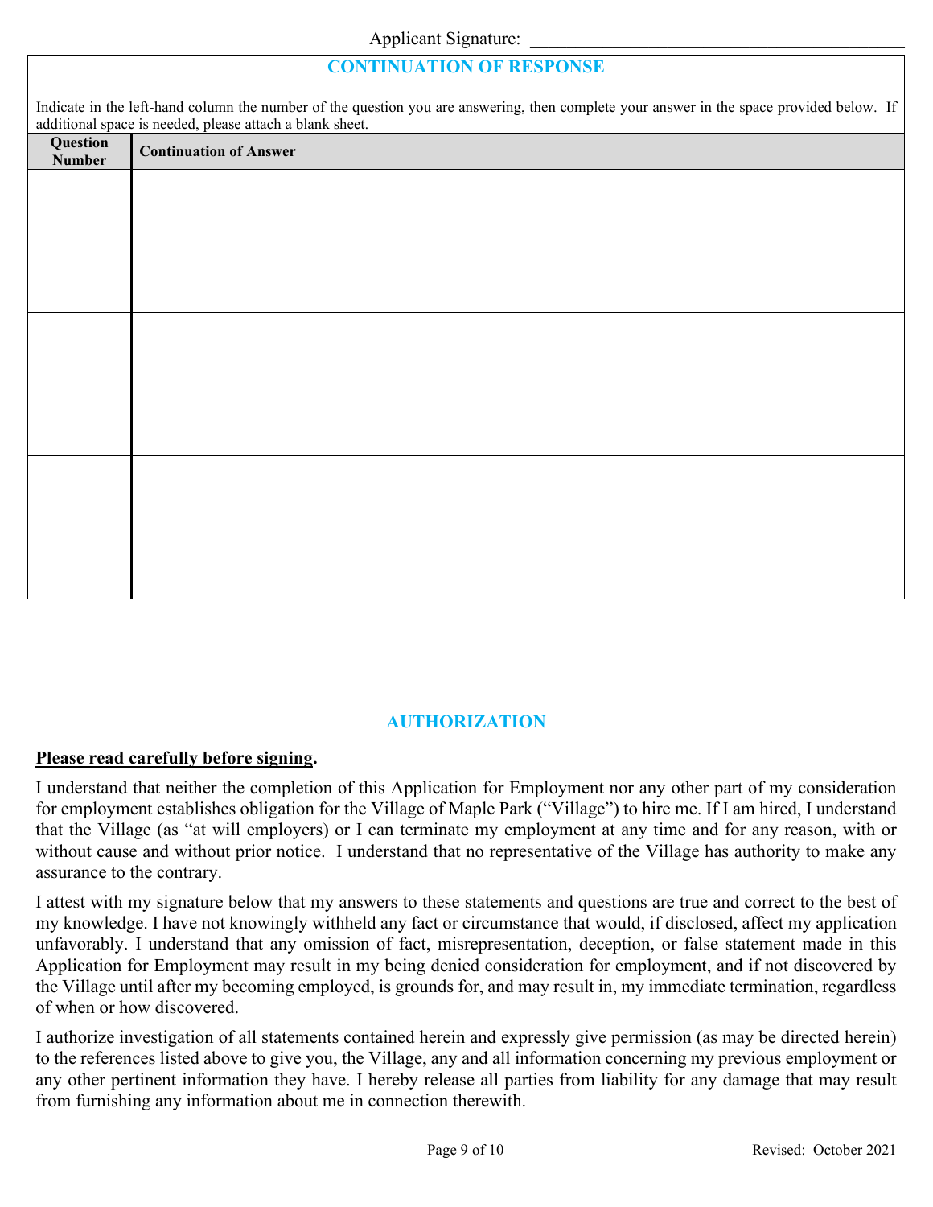Applicant Signature: ______________________________

## CONTINUATION OF RESPONSE

Indicate in the left-hand column the number of the question you are answering, then complete your answer in the space provided below. If additional space is needed, please attach a blank sheet.

| Question Number | Continuation of Answer |
|---|---|
| | |
| | |
| | |

## AUTHORIZATION

**Please read carefully before signing.**

I understand that neither the completion of this Application for Employment nor any other part of my consideration for employment establishes obligation for the Village of Maple Park ("Village") to hire me. If I am hired, I understand that the Village (as "at will employers) or I can terminate my employment at any time and for any reason, with or without cause and without prior notice. I understand that no representative of the Village has authority to make any assurance to the contrary.

I attest with my signature below that my answers to these statements and questions are true and correct to the best of my knowledge. I have not knowingly withheld any fact or circumstance that would, if disclosed, affect my application unfavorably. I understand that any omission of fact, misrepresentation, deception, or false statement made in this Application for Employment may result in my being denied consideration for employment, and if not discovered by the Village until after my becoming employed, is grounds for, and may result in, my immediate termination, regardless of when or how discovered.

I authorize investigation of all statements contained herein and expressly give permission (as may be directed herein) to the references listed above to give you, the Village, any and all information concerning my previous employment or any other pertinent information they have. I hereby release all parties from liability for any damage that may result from furnishing any information about me in connection therewith.

Revised: October 2021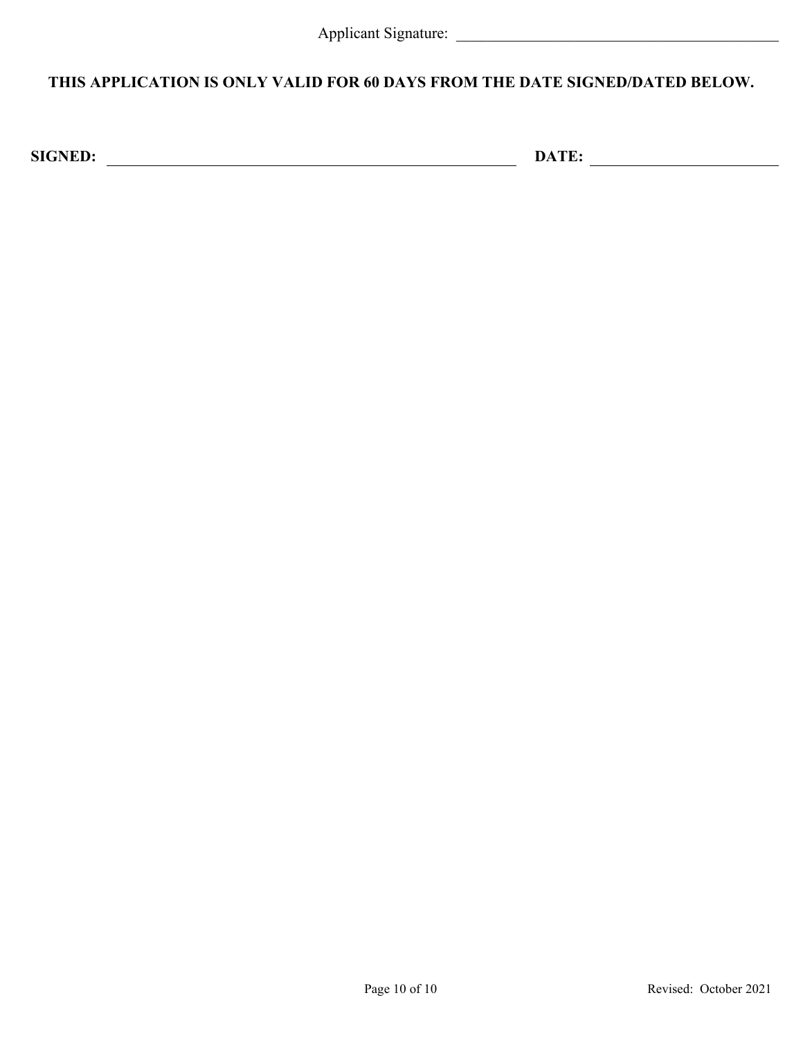Applicant Signature: ___________________________________________

**THIS APPLICATION IS ONLY VALID FOR 60 DAYS FROM THE DATE SIGNED/DATED BELOW.**

**SIGNED:** _______________________________________________________ **DATE:** _________________________

Revised: October 2021